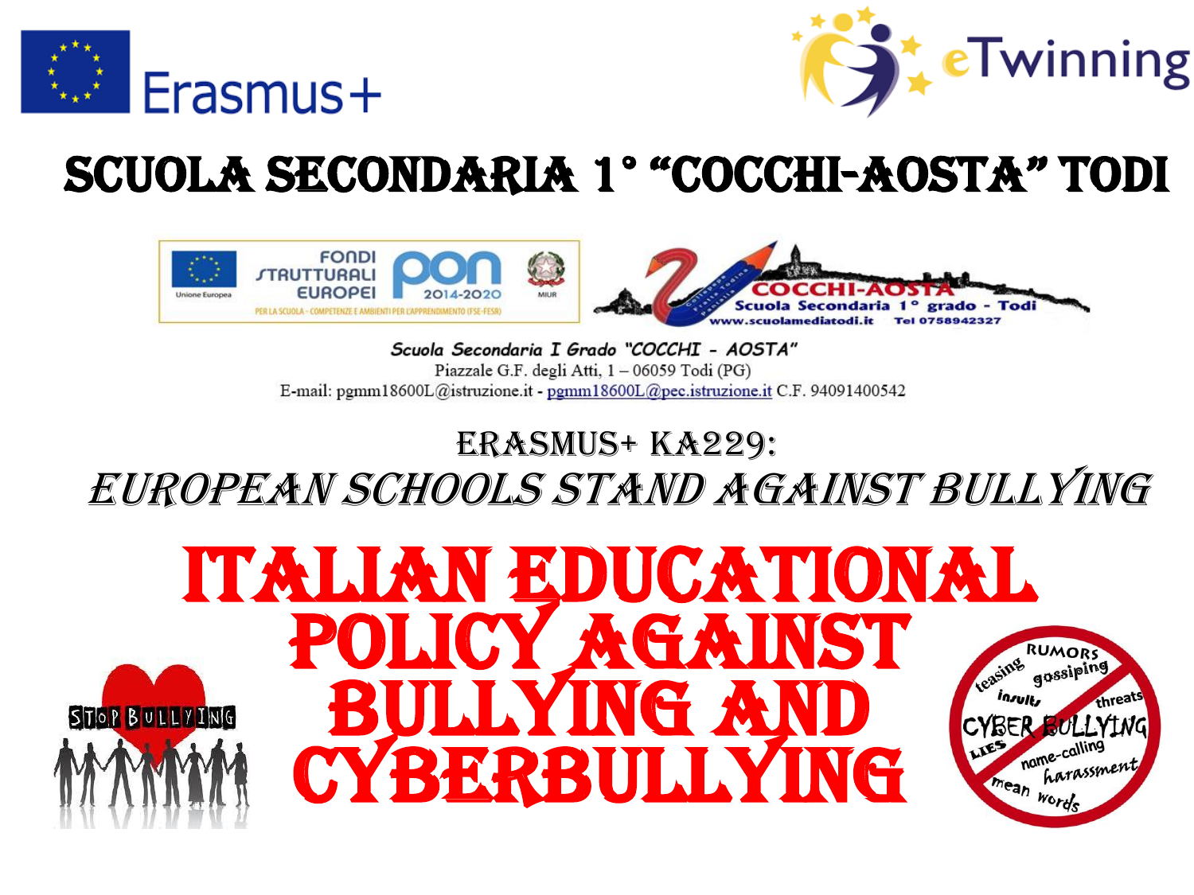Erasmus+

eTwinning

# SCUOLA SECONDARIA 1° "COCCHI-AOSTA" TODI

FONDI STRUTTURALI EUROPEI pon 2014-2020

Unione Europea

MIUR

PER LA SCUOLA - COMPETENZE E AMBIENTI PER L'APPRENDIMENTO (FSE-FESR)

COCCHI-AOSTA Scuola Secondaria 1° grado - Todi

www.scuolamediatodi.it Tel 0758942327

*Scuola Secondaria I Grado "COCCHI - AOSTA"*

Piazzale G.F. degli Atti, 1 – 06059 Todi (PG)

E-mail: pgmm18600L@istruzione.it - pgmm18600L@pec.istruzione.it C.F. 94091400542

## ERASMUS+ KA229:

## *EUROPEAN SCHOOLS STAND AGAINST BULLYING*

# ITALIAN EDUCATIONAL POLICY AGAINST BULLYING AND CYBERBULLYING

STOP BULLYING

RUMORS gossiping teasing insults threats CYBER BULLYING LIES name-calling harassment mean words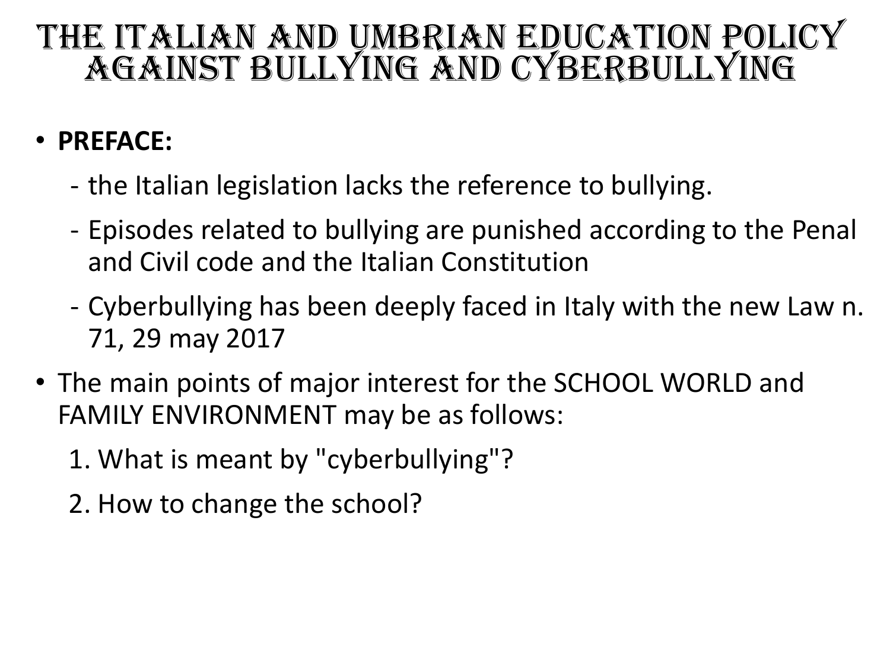# THE ITALIAN AND UMBRIAN EDUCATION POLICY AGAINST BULLYING AND CYBERBULLYING

- **PREFACE:**
  - the Italian legislation lacks the reference to bullying.
  - Episodes related to bullying are punished according to the Penal and Civil code and the Italian Constitution
  - Cyberbullying has been deeply faced in Italy with the new Law n. 71, 29 may 2017
- The main points of major interest for the SCHOOL WORLD and FAMILY ENVIRONMENT may be as follows:
  1. What is meant by "cyberbullying"?
  2. How to change the school?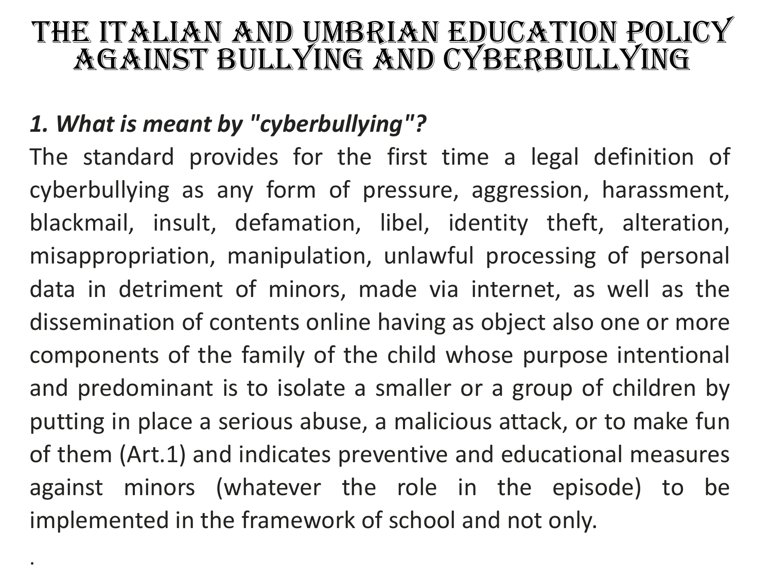# THE ITALIAN AND UMBRIAN EDUCATION POLICY AGAINST BULLYING AND CYBERBULLYING

***1. What is meant by "cyberbullying"?***

The standard provides for the first time a legal definition of cyberbullying as any form of pressure, aggression, harassment, blackmail, insult, defamation, libel, identity theft, alteration, misappropriation, manipulation, unlawful processing of personal data in detriment of minors, made via internet, as well as the dissemination of contents online having as object also one or more components of the family of the child whose purpose intentional and predominant is to isolate a smaller or a group of children by putting in place a serious abuse, a malicious attack, or to make fun of them (Art.1) and indicates preventive and educational measures against minors (whatever the role in the episode) to be implemented in the framework of school and not only.

.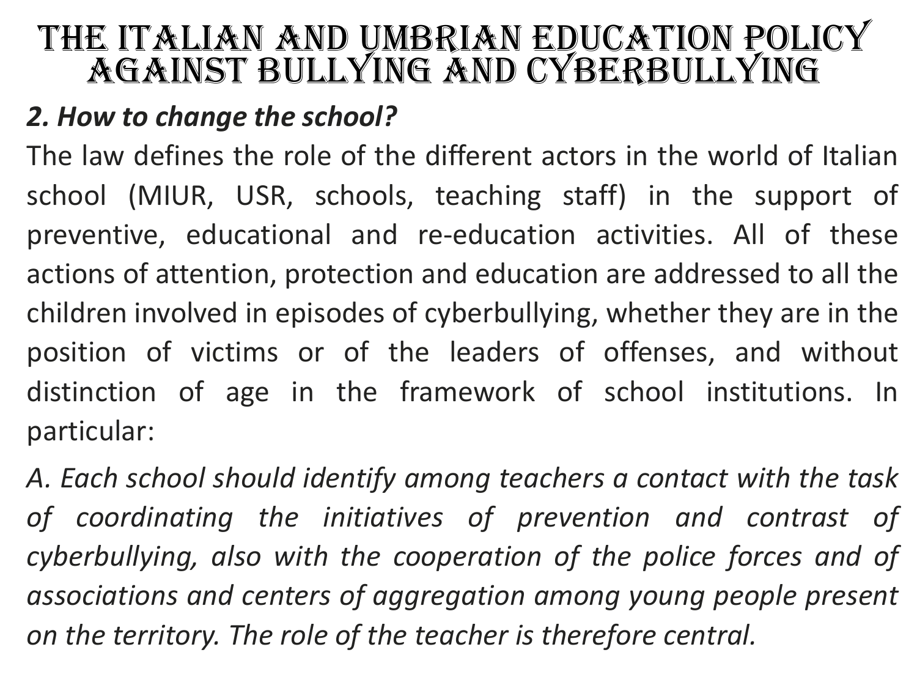# THE ITALIAN AND UMBRIAN EDUCATION POLICY AGAINST BULLYING AND CYBERBULLYING

***2. How to change the school?***

The law defines the role of the different actors in the world of Italian school (MIUR, USR, schools, teaching staff) in the support of preventive, educational and re-education activities. All of these actions of attention, protection and education are addressed to all the children involved in episodes of cyberbullying, whether they are in the position of victims or of the leaders of offenses, and without distinction of age in the framework of school institutions. In particular:

*A. Each school should identify among teachers a contact with the task of coordinating the initiatives of prevention and contrast of cyberbullying, also with the cooperation of the police forces and of associations and centers of aggregation among young people present on the territory. The role of the teacher is therefore central.*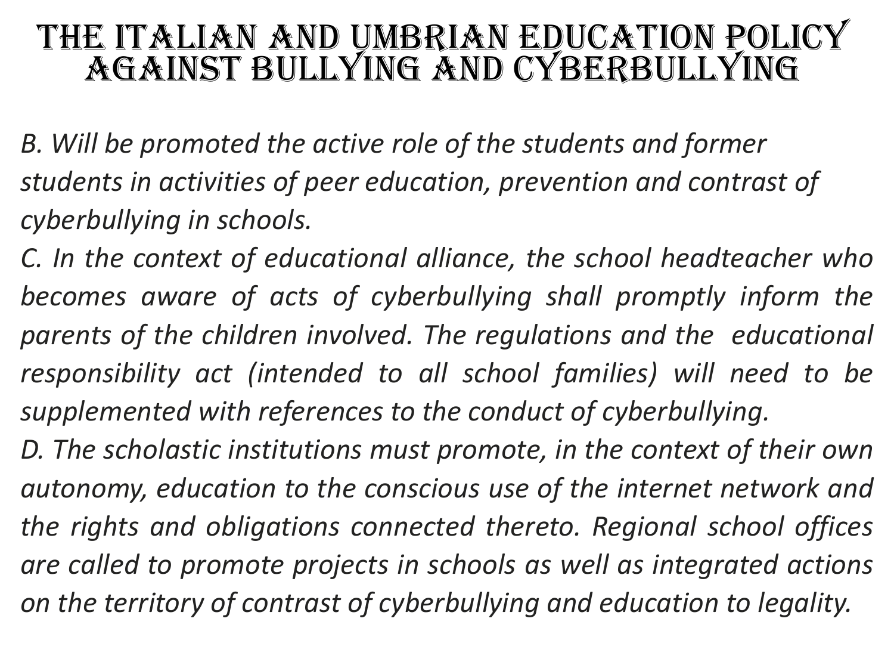# THE ITALIAN AND UMBRIAN EDUCATION POLICY AGAINST BULLYING AND CYBERBULLYING

*B. Will be promoted the active role of the students and former students in activities of peer education, prevention and contrast of cyberbullying in schools.*

*C. In the context of educational alliance, the school headteacher who becomes aware of acts of cyberbullying shall promptly inform the parents of the children involved. The regulations and the educational responsibility act (intended to all school families) will need to be supplemented with references to the conduct of cyberbullying.*

*D. The scholastic institutions must promote, in the context of their own autonomy, education to the conscious use of the internet network and the rights and obligations connected thereto. Regional school offices are called to promote projects in schools as well as integrated actions on the territory of contrast of cyberbullying and education to legality.*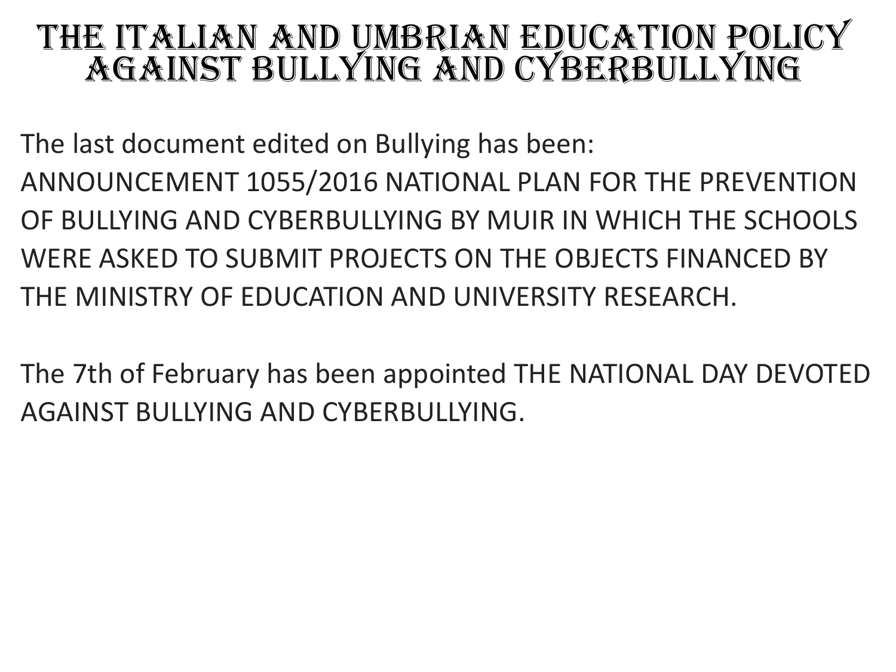# THE ITALIAN AND UMBRIAN EDUCATION POLICY AGAINST BULLYING AND CYBERBULLYING

The last document edited on Bullying has been:
ANNOUNCEMENT 1055/2016 NATIONAL PLAN FOR THE PREVENTION OF BULLYING AND CYBERBULLYING BY MUIR IN WHICH THE SCHOOLS WERE ASKED TO SUBMIT PROJECTS ON THE OBJECTS FINANCED BY THE MINISTRY OF EDUCATION AND UNIVERSITY RESEARCH.

The 7th of February has been appointed THE NATIONAL DAY DEVOTED AGAINST BULLYING AND CYBERBULLYING.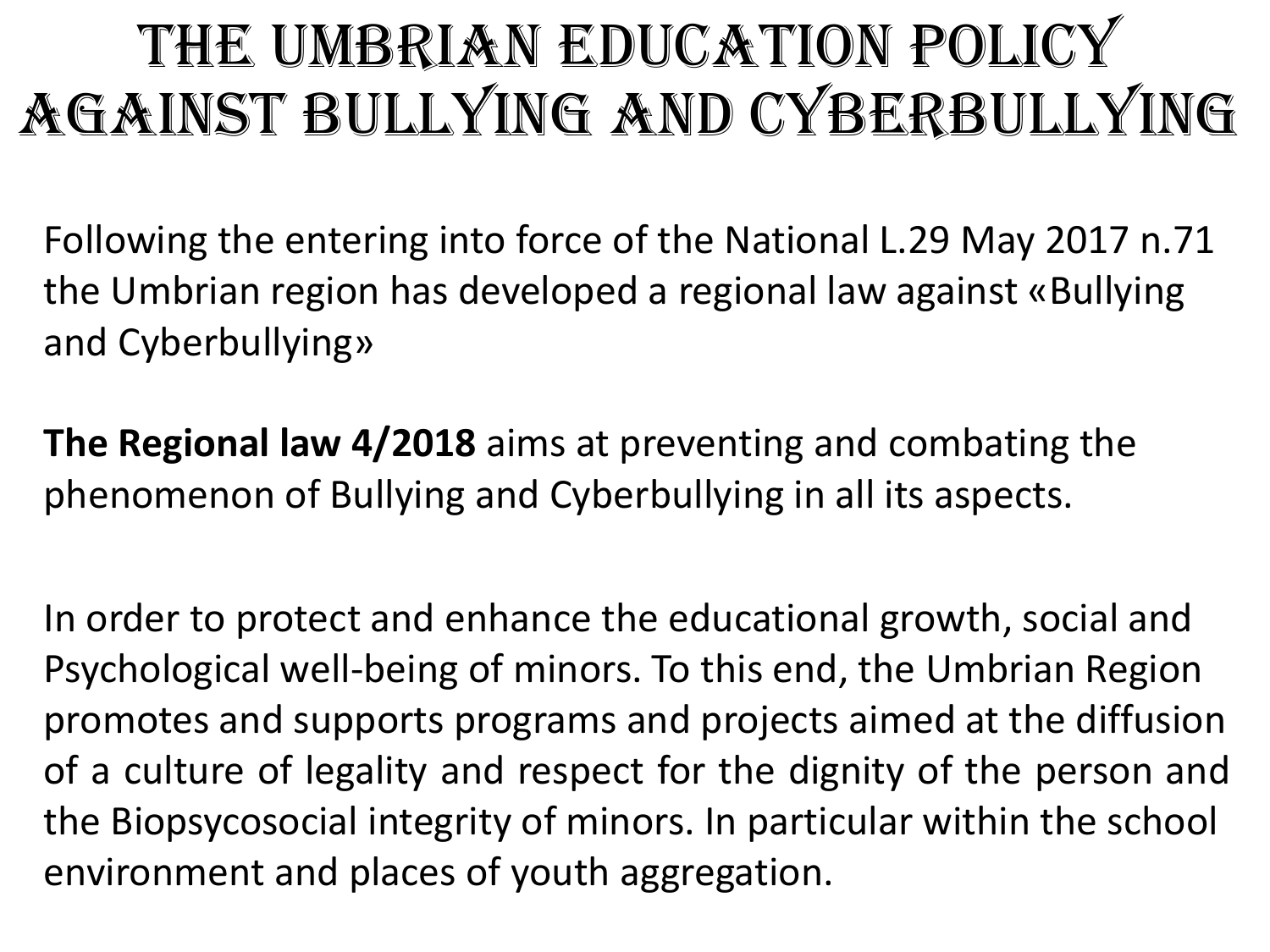# THE UMBRIAN EDUCATION POLICY AGAINST BULLYING AND CYBERBULLYING

Following the entering into force of the National L.29 May 2017 n.71 the Umbrian region has developed a regional law against «Bullying and Cyberbullying»

**The Regional law 4/2018** aims at preventing and combating the phenomenon of Bullying and Cyberbullying in all its aspects.

In order to protect and enhance the educational growth, social and Psychological well-being of minors. To this end, the Umbrian Region promotes and supports programs and projects aimed at the diffusion of a culture of legality and respect for the dignity of the person and the Biopsycosocial integrity of minors. In particular within the school environment and places of youth aggregation.